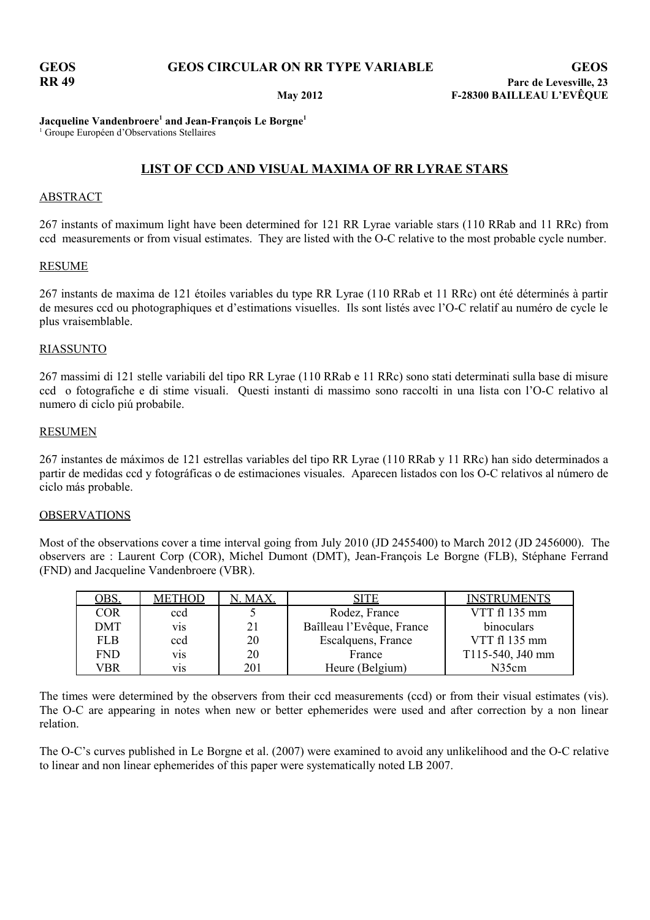**GEOS** **GEOS CIRCULAR ON RR TYPE VARIABLE** **GEOS**

**RR 49** **Parc de Levesville, 23**

**May 2012** **F-28300 BAILLEAU L'EVÊQUE**

**Jacqueline Vandenbroere[1] and Jean-François Le Borgne[1]**

[1] Groupe Européen d'Observations Stellaires

## LIST OF CCD AND VISUAL MAXIMA OF RR LYRAE STARS

### ABSTRACT

267 instants of maximum light have been determined for 121 RR Lyrae variable stars (110 RRab and 11 RRc) from ccd measurements or from visual estimates. They are listed with the O-C relative to the most probable cycle number.

### RESUME

267 instants de maxima de 121 étoiles variables du type RR Lyrae (110 RRab et 11 RRc) ont été déterminés à partir de mesures ccd ou photographiques et d'estimations visuelles. Ils sont listés avec l'O-C relatif au numéro de cycle le plus vraisemblable.

### RIASSUNTO

267 massimi di 121 stelle variabili del tipo RR Lyrae (110 RRab e 11 RRc) sono stati determinati sulla base di misure ccd o fotografiche e di stime visuali. Questi instanti di massimo sono raccolti in una lista con l'O-C relativo al numero di ciclo piú probabile.

### RESUMEN

267 instantes de máximos de 121 estrellas variables del tipo RR Lyrae (110 RRab y 11 RRc) han sido determinados a partir de medidas ccd y fotográficas o de estimaciones visuales. Aparecen listados con los O-C relativos al número de ciclo más probable.

### OBSERVATIONS

Most of the observations cover a time interval going from July 2010 (JD 2455400) to March 2012 (JD 2456000). The observers are : Laurent Corp (COR), Michel Dumont (DMT), Jean-François Le Borgne (FLB), Stéphane Ferrand (FND) and Jacqueline Vandenbroere (VBR).

| OBS. | METHOD | N. MAX. | SITE | INSTRUMENTS |
|---|---|---|---|---|
| COR | ccd | 5 | Rodez, France | VTT fl 135 mm |
| DMT | vis | 21 | Baîlleau l'Evêque, France | binoculars |
| FLB | ccd | 20 | Escalquens, France | VTT fl 135 mm |
| FND | vis | 20 | France | T115-540, J40 mm |
| VBR | vis | 201 | Heure (Belgium) | N35cm |

The times were determined by the observers from their ccd measurements (ccd) or from their visual estimates (vis). The O-C are appearing in notes when new or better ephemerides were used and after correction by a non linear relation.

The O-C's curves published in Le Borgne et al. (2007) were examined to avoid any unlikelihood and the O-C relative to linear and non linear ephemerides of this paper were systematically noted LB 2007.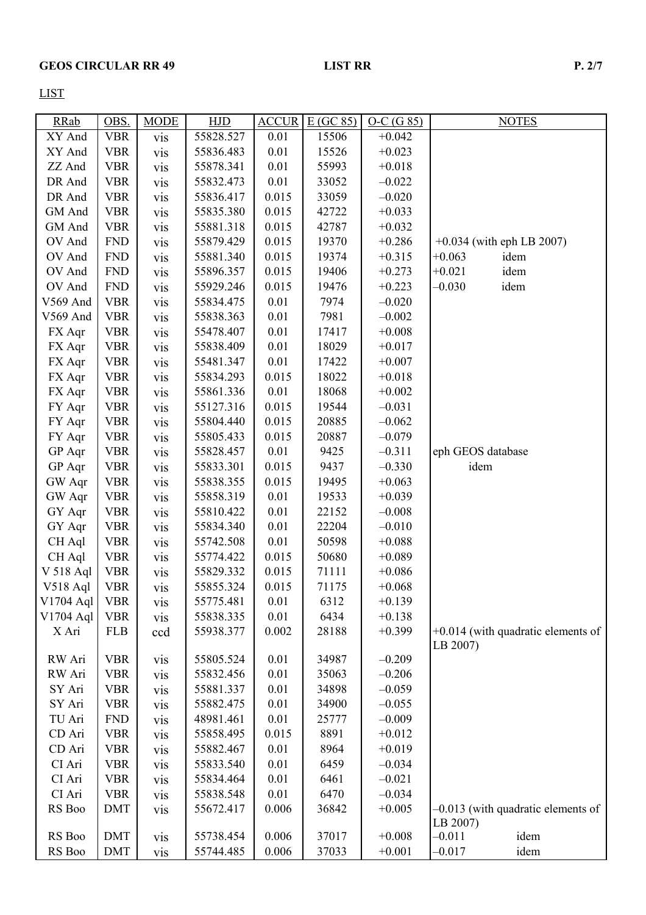LIST

| RRab | OBS. | MODE | HJD | ACCUR | E (GC 85) | O-C (G 85) | NOTES |
|---|---|---|---|---|---|---|---|
| XY And | VBR | vis | 55828.527 | 0.01 | 15506 | +0.042 | |
| XY And | VBR | vis | 55836.483 | 0.01 | 15526 | +0.023 | |
| ZZ And | VBR | vis | 55878.341 | 0.01 | 55993 | +0.018 | |
| DR And | VBR | vis | 55832.473 | 0.01 | 33052 | –0.022 | |
| DR And | VBR | vis | 55836.417 | 0.015 | 33059 | –0.020 | |
| GM And | VBR | vis | 55835.380 | 0.015 | 42722 | +0.033 | |
| GM And | VBR | vis | 55881.318 | 0.015 | 42787 | +0.032 | |
| OV And | FND | vis | 55879.429 | 0.015 | 19370 | +0.286 | +0.034 (with eph LB 2007) |
| OV And | FND | vis | 55881.340 | 0.015 | 19374 | +0.315 | +0.063 idem |
| OV And | FND | vis | 55896.357 | 0.015 | 19406 | +0.273 | +0.021 idem |
| OV And | FND | vis | 55929.246 | 0.015 | 19476 | +0.223 | –0.030 idem |
| V569 And | VBR | vis | 55834.475 | 0.01 | 7974 | –0.020 | |
| V569 And | VBR | vis | 55838.363 | 0.01 | 7981 | –0.002 | |
| FX Aqr | VBR | vis | 55478.407 | 0.01 | 17417 | +0.008 | |
| FX Aqr | VBR | vis | 55838.409 | 0.01 | 18029 | +0.017 | |
| FX Aqr | VBR | vis | 55481.347 | 0.01 | 17422 | +0.007 | |
| FX Aqr | VBR | vis | 55834.293 | 0.015 | 18022 | +0.018 | |
| FX Aqr | VBR | vis | 55861.336 | 0.01 | 18068 | +0.002 | |
| FY Aqr | VBR | vis | 55127.316 | 0.015 | 19544 | –0.031 | |
| FY Aqr | VBR | vis | 55804.440 | 0.015 | 20885 | –0.062 | |
| FY Aqr | VBR | vis | 55805.433 | 0.015 | 20887 | –0.079 | |
| GP Aqr | VBR | vis | 55828.457 | 0.01 | 9425 | –0.311 | eph GEOS database |
| GP Aqr | VBR | vis | 55833.301 | 0.015 | 9437 | –0.330 | idem |
| GW Aqr | VBR | vis | 55838.355 | 0.015 | 19495 | +0.063 | |
| GW Aqr | VBR | vis | 55858.319 | 0.01 | 19533 | +0.039 | |
| GY Aqr | VBR | vis | 55810.422 | 0.01 | 22152 | –0.008 | |
| GY Aqr | VBR | vis | 55834.340 | 0.01 | 22204 | –0.010 | |
| CH Aql | VBR | vis | 55742.508 | 0.01 | 50598 | +0.088 | |
| CH Aql | VBR | vis | 55774.422 | 0.015 | 50680 | +0.089 | |
| V 518 Aql | VBR | vis | 55829.332 | 0.015 | 71111 | +0.086 | |
| V518 Aql | VBR | vis | 55855.324 | 0.015 | 71175 | +0.068 | |
| V1704 Aql | VBR | vis | 55775.481 | 0.01 | 6312 | +0.139 | |
| V1704 Aql | VBR | vis | 55838.335 | 0.01 | 6434 | +0.138 | |
| X Ari | FLB | ccd | 55938.377 | 0.002 | 28188 | +0.399 | +0.014 (with quadratic elements of LB 2007) |
| RW Ari | VBR | vis | 55805.524 | 0.01 | 34987 | –0.209 | |
| RW Ari | VBR | vis | 55832.456 | 0.01 | 35063 | –0.206 | |
| SY Ari | VBR | vis | 55881.337 | 0.01 | 34898 | –0.059 | |
| SY Ari | VBR | vis | 55882.475 | 0.01 | 34900 | –0.055 | |
| TU Ari | FND | vis | 48981.461 | 0.01 | 25777 | –0.009 | |
| CD Ari | VBR | vis | 55858.495 | 0.015 | 8891 | +0.012 | |
| CD Ari | VBR | vis | 55882.467 | 0.01 | 8964 | +0.019 | |
| CI Ari | VBR | vis | 55833.540 | 0.01 | 6459 | –0.034 | |
| CI Ari | VBR | vis | 55834.464 | 0.01 | 6461 | –0.021 | |
| CI Ari | VBR | vis | 55838.548 | 0.01 | 6470 | –0.034 | |
| RS Boo | DMT | vis | 55672.417 | 0.006 | 36842 | +0.005 | –0.013 (with quadratic elements of LB 2007) |
| RS Boo | DMT | vis | 55738.454 | 0.006 | 37017 | +0.008 | –0.011 idem |
| RS Boo | DMT | vis | 55744.485 | 0.006 | 37033 | +0.001 | –0.017 idem |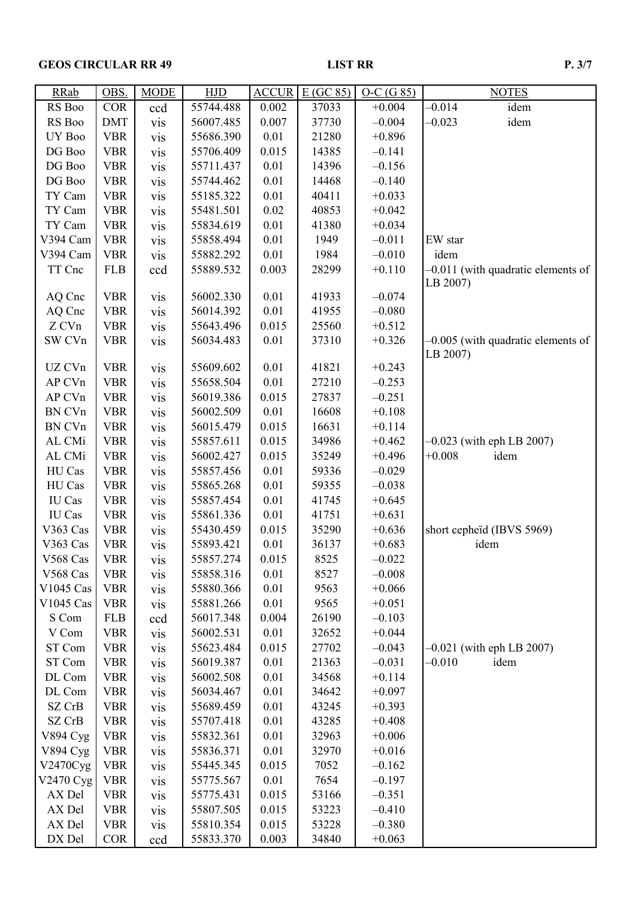| RRab | OBS. | MODE | HJD | ACCUR | E (GC 85) | O-C (G 85) | NOTES |
|---|---|---|---|---|---|---|---|
| RS Boo | COR | ccd | 55744.488 | 0.002 | 37033 | +0.004 | –0.014 idem |
| RS Boo | DMT | vis | 56007.485 | 0.007 | 37730 | –0.004 | –0.023 idem |
| UY Boo | VBR | vis | 55686.390 | 0.01 | 21280 | +0.896 | |
| DG Boo | VBR | vis | 55706.409 | 0.015 | 14385 | –0.141 | |
| DG Boo | VBR | vis | 55711.437 | 0.01 | 14396 | –0.156 | |
| DG Boo | VBR | vis | 55744.462 | 0.01 | 14468 | –0.140 | |
| TY Cam | VBR | vis | 55185.322 | 0.01 | 40411 | +0.033 | |
| TY Cam | VBR | vis | 55481.501 | 0.02 | 40853 | +0.042 | |
| TY Cam | VBR | vis | 55834.619 | 0.01 | 41380 | +0.034 | |
| V394 Cam | VBR | vis | 55858.494 | 0.01 | 1949 | –0.011 | EW star |
| V394 Cam | VBR | vis | 55882.292 | 0.01 | 1984 | –0.010 | idem |
| TT Cnc | FLB | ccd | 55889.532 | 0.003 | 28299 | +0.110 | –0.011 (with quadratic elements of LB 2007) |
| AQ Cnc | VBR | vis | 56002.330 | 0.01 | 41933 | –0.074 | |
| AQ Cnc | VBR | vis | 56014.392 | 0.01 | 41955 | –0.080 | |
| Z CVn | VBR | vis | 55643.496 | 0.015 | 25560 | +0.512 | |
| SW CVn | VBR | vis | 56034.483 | 0.01 | 37310 | +0.326 | –0.005 (with quadratic elements of LB 2007) |
| UZ CVn | VBR | vis | 55609.602 | 0.01 | 41821 | +0.243 | |
| AP CVn | VBR | vis | 55658.504 | 0.01 | 27210 | –0.253 | |
| AP CVn | VBR | vis | 56019.386 | 0.015 | 27837 | –0.251 | |
| BN CVn | VBR | vis | 56002.509 | 0.01 | 16608 | +0.108 | |
| BN CVn | VBR | vis | 56015.479 | 0.015 | 16631 | +0.114 | |
| AL CMi | VBR | vis | 55857.611 | 0.015 | 34986 | +0.462 | –0.023 (with eph LB 2007) |
| AL CMi | VBR | vis | 56002.427 | 0.015 | 35249 | +0.496 | +0.008 idem |
| HU Cas | VBR | vis | 55857.456 | 0.01 | 59336 | –0.029 | |
| HU Cas | VBR | vis | 55865.268 | 0.01 | 59355 | –0.038 | |
| IU Cas | VBR | vis | 55857.454 | 0.01 | 41745 | +0.645 | |
| IU Cas | VBR | vis | 55861.336 | 0.01 | 41751 | +0.631 | |
| V363 Cas | VBR | vis | 55430.459 | 0.015 | 35290 | +0.636 | short cepheïd (IBVS 5969) |
| V363 Cas | VBR | vis | 55893.421 | 0.01 | 36137 | +0.683 | idem |
| V568 Cas | VBR | vis | 55857.274 | 0.015 | 8525 | –0.022 | |
| V568 Cas | VBR | vis | 55858.316 | 0.01 | 8527 | –0.008 | |
| V1045 Cas | VBR | vis | 55880.366 | 0.01 | 9563 | +0.066 | |
| V1045 Cas | VBR | vis | 55881.266 | 0.01 | 9565 | +0.051 | |
| S Com | FLB | ccd | 56017.348 | 0.004 | 26190 | –0.103 | |
| V Com | VBR | vis | 56002.531 | 0.01 | 32652 | +0.044 | |
| ST Com | VBR | vis | 55623.484 | 0.015 | 27702 | –0.043 | –0.021 (with eph LB 2007) |
| ST Com | VBR | vis | 56019.387 | 0.01 | 21363 | –0.031 | –0.010 idem |
| DL Com | VBR | vis | 56002.508 | 0.01 | 34568 | +0.114 | |
| DL Com | VBR | vis | 56034.467 | 0.01 | 34642 | +0.097 | |
| SZ CrB | VBR | vis | 55689.459 | 0.01 | 43245 | +0.393 | |
| SZ CrB | VBR | vis | 55707.418 | 0.01 | 43285 | +0.408 | |
| V894 Cyg | VBR | vis | 55832.361 | 0.01 | 32963 | +0.006 | |
| V894 Cyg | VBR | vis | 55836.371 | 0.01 | 32970 | +0.016 | |
| V2470Cyg | VBR | vis | 55445.345 | 0.015 | 7052 | –0.162 | |
| V2470 Cyg | VBR | vis | 55775.567 | 0.01 | 7654 | –0.197 | |
| AX Del | VBR | vis | 55775.431 | 0.015 | 53166 | –0.351 | |
| AX Del | VBR | vis | 55807.505 | 0.015 | 53223 | –0.410 | |
| AX Del | VBR | vis | 55810.354 | 0.015 | 53228 | –0.380 | |
| DX Del | COR | ccd | 55833.370 | 0.003 | 34840 | +0.063 | |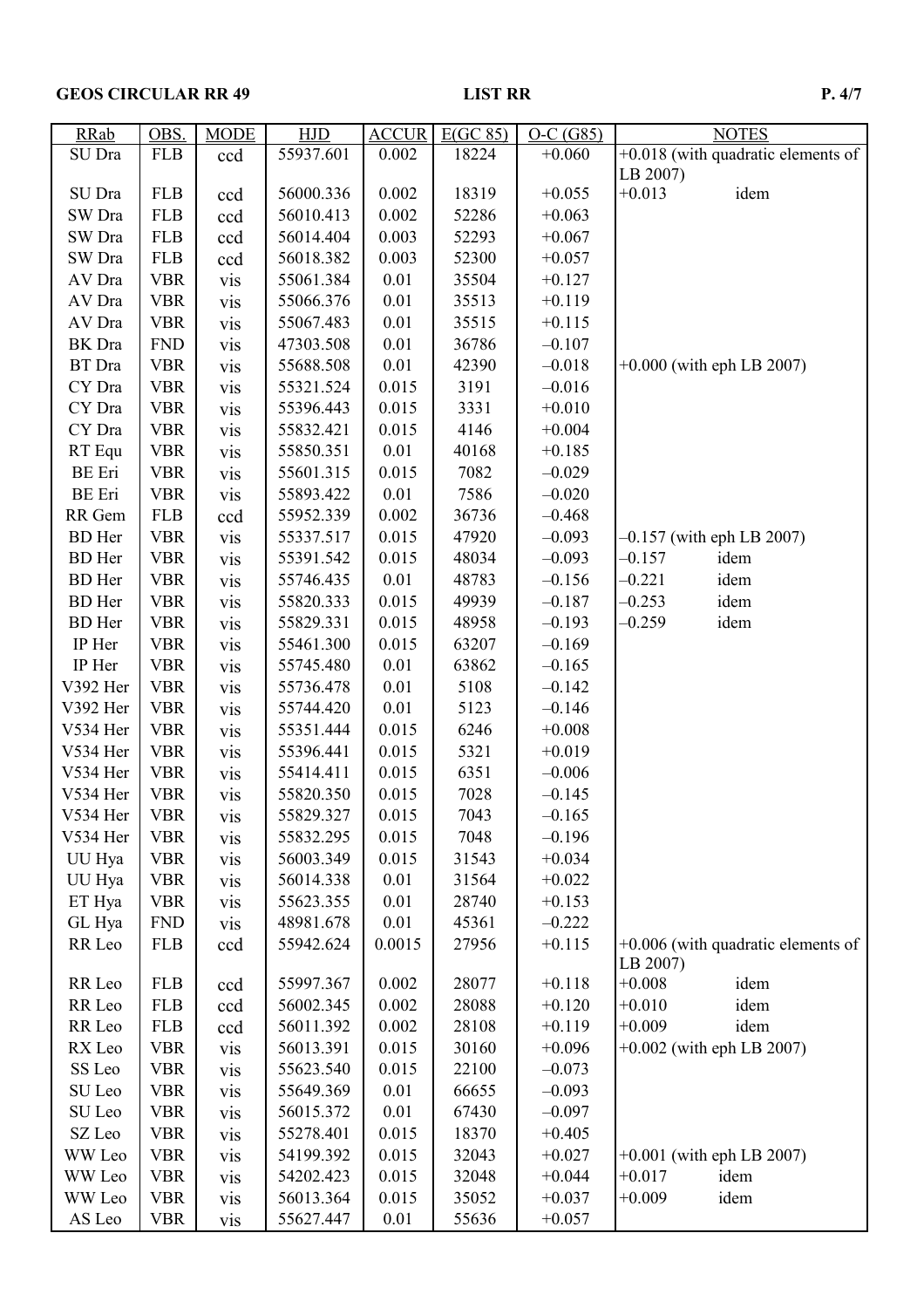| RRab | OBS. | MODE | HJD | ACCUR | E(GC 85) | O-C (G85) | NOTES |
|---|---|---|---|---|---|---|---|
| SU Dra | FLB | ccd | 55937.601 | 0.002 | 18224 | +0.060 | +0.018 (with quadratic elements of LB 2007) |
| SU Dra | FLB | ccd | 56000.336 | 0.002 | 18319 | +0.055 | +0.013 idem |
| SW Dra | FLB | ccd | 56010.413 | 0.002 | 52286 | +0.063 | |
| SW Dra | FLB | ccd | 56014.404 | 0.003 | 52293 | +0.067 | |
| SW Dra | FLB | ccd | 56018.382 | 0.003 | 52300 | +0.057 | |
| AV Dra | VBR | vis | 55061.384 | 0.01 | 35504 | +0.127 | |
| AV Dra | VBR | vis | 55066.376 | 0.01 | 35513 | +0.119 | |
| AV Dra | VBR | vis | 55067.483 | 0.01 | 35515 | +0.115 | |
| BK Dra | FND | vis | 47303.508 | 0.01 | 36786 | –0.107 | |
| BT Dra | VBR | vis | 55688.508 | 0.01 | 42390 | –0.018 | +0.000 (with eph LB 2007) |
| CY Dra | VBR | vis | 55321.524 | 0.015 | 3191 | –0.016 | |
| CY Dra | VBR | vis | 55396.443 | 0.015 | 3331 | +0.010 | |
| CY Dra | VBR | vis | 55832.421 | 0.015 | 4146 | +0.004 | |
| RT Equ | VBR | vis | 55850.351 | 0.01 | 40168 | +0.185 | |
| BE Eri | VBR | vis | 55601.315 | 0.015 | 7082 | –0.029 | |
| BE Eri | VBR | vis | 55893.422 | 0.01 | 7586 | –0.020 | |
| RR Gem | FLB | ccd | 55952.339 | 0.002 | 36736 | –0.468 | |
| BD Her | VBR | vis | 55337.517 | 0.015 | 47920 | –0.093 | –0.157 (with eph LB 2007) |
| BD Her | VBR | vis | 55391.542 | 0.015 | 48034 | –0.093 | –0.157 idem |
| BD Her | VBR | vis | 55746.435 | 0.01 | 48783 | –0.156 | –0.221 idem |
| BD Her | VBR | vis | 55820.333 | 0.015 | 49939 | –0.187 | –0.253 idem |
| BD Her | VBR | vis | 55829.331 | 0.015 | 48958 | –0.193 | –0.259 idem |
| IP Her | VBR | vis | 55461.300 | 0.015 | 63207 | –0.169 | |
| IP Her | VBR | vis | 55745.480 | 0.01 | 63862 | –0.165 | |
| V392 Her | VBR | vis | 55736.478 | 0.01 | 5108 | –0.142 | |
| V392 Her | VBR | vis | 55744.420 | 0.01 | 5123 | –0.146 | |
| V534 Her | VBR | vis | 55351.444 | 0.015 | 6246 | +0.008 | |
| V534 Her | VBR | vis | 55396.441 | 0.015 | 5321 | +0.019 | |
| V534 Her | VBR | vis | 55414.411 | 0.015 | 6351 | –0.006 | |
| V534 Her | VBR | vis | 55820.350 | 0.015 | 7028 | –0.145 | |
| V534 Her | VBR | vis | 55829.327 | 0.015 | 7043 | –0.165 | |
| V534 Her | VBR | vis | 55832.295 | 0.015 | 7048 | –0.196 | |
| UU Hya | VBR | vis | 56003.349 | 0.015 | 31543 | +0.034 | |
| UU Hya | VBR | vis | 56014.338 | 0.01 | 31564 | +0.022 | |
| ET Hya | VBR | vis | 55623.355 | 0.01 | 28740 | +0.153 | |
| GL Hya | FND | vis | 48981.678 | 0.01 | 45361 | –0.222 | |
| RR Leo | FLB | ccd | 55942.624 | 0.0015 | 27956 | +0.115 | +0.006 (with quadratic elements of LB 2007) |
| RR Leo | FLB | ccd | 55997.367 | 0.002 | 28077 | +0.118 | +0.008 idem |
| RR Leo | FLB | ccd | 56002.345 | 0.002 | 28088 | +0.120 | +0.010 idem |
| RR Leo | FLB | ccd | 56011.392 | 0.002 | 28108 | +0.119 | +0.009 idem |
| RX Leo | VBR | vis | 56013.391 | 0.015 | 30160 | +0.096 | +0.002 (with eph LB 2007) |
| SS Leo | VBR | vis | 55623.540 | 0.015 | 22100 | –0.073 | |
| SU Leo | VBR | vis | 55649.369 | 0.01 | 66655 | –0.093 | |
| SU Leo | VBR | vis | 56015.372 | 0.01 | 67430 | –0.097 | |
| SZ Leo | VBR | vis | 55278.401 | 0.015 | 18370 | +0.405 | |
| WW Leo | VBR | vis | 54199.392 | 0.015 | 32043 | +0.027 | +0.001 (with eph LB 2007) |
| WW Leo | VBR | vis | 54202.423 | 0.015 | 32048 | +0.044 | +0.017 idem |
| WW Leo | VBR | vis | 56013.364 | 0.015 | 35052 | +0.037 | +0.009 idem |
| AS Leo | VBR | vis | 55627.447 | 0.01 | 55636 | +0.057 | |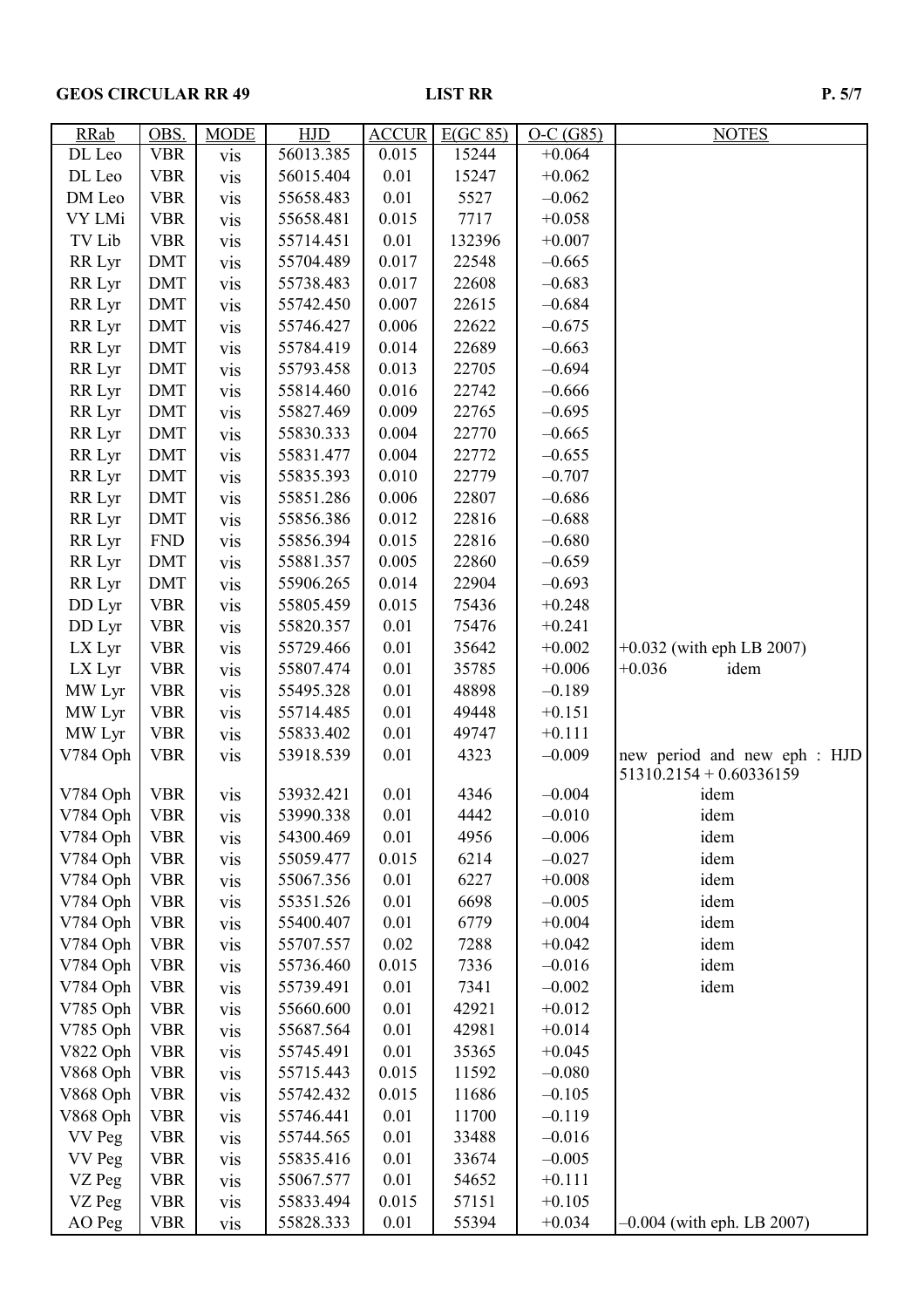| RRab | OBS. | MODE | HJD | ACCUR | E(GC 85) | O-C (G85) | NOTES |
|---|---|---|---|---|---|---|---|
| DL Leo | VBR | vis | 56013.385 | 0.015 | 15244 | +0.064 | |
| DL Leo | VBR | vis | 56015.404 | 0.01 | 15247 | +0.062 | |
| DM Leo | VBR | vis | 55658.483 | 0.01 | 5527 | –0.062 | |
| VY LMi | VBR | vis | 55658.481 | 0.015 | 7717 | +0.058 | |
| TV Lib | VBR | vis | 55714.451 | 0.01 | 132396 | +0.007 | |
| RR Lyr | DMT | vis | 55704.489 | 0.017 | 22548 | –0.665 | |
| RR Lyr | DMT | vis | 55738.483 | 0.017 | 22608 | –0.683 | |
| RR Lyr | DMT | vis | 55742.450 | 0.007 | 22615 | –0.684 | |
| RR Lyr | DMT | vis | 55746.427 | 0.006 | 22622 | –0.675 | |
| RR Lyr | DMT | vis | 55784.419 | 0.014 | 22689 | –0.663 | |
| RR Lyr | DMT | vis | 55793.458 | 0.013 | 22705 | –0.694 | |
| RR Lyr | DMT | vis | 55814.460 | 0.016 | 22742 | –0.666 | |
| RR Lyr | DMT | vis | 55827.469 | 0.009 | 22765 | –0.695 | |
| RR Lyr | DMT | vis | 55830.333 | 0.004 | 22770 | –0.665 | |
| RR Lyr | DMT | vis | 55831.477 | 0.004 | 22772 | –0.655 | |
| RR Lyr | DMT | vis | 55835.393 | 0.010 | 22779 | –0.707 | |
| RR Lyr | DMT | vis | 55851.286 | 0.006 | 22807 | –0.686 | |
| RR Lyr | DMT | vis | 55856.386 | 0.012 | 22816 | –0.688 | |
| RR Lyr | FND | vis | 55856.394 | 0.015 | 22816 | –0.680 | |
| RR Lyr | DMT | vis | 55881.357 | 0.005 | 22860 | –0.659 | |
| RR Lyr | DMT | vis | 55906.265 | 0.014 | 22904 | –0.693 | |
| DD Lyr | VBR | vis | 55805.459 | 0.015 | 75436 | +0.248 | |
| DD Lyr | VBR | vis | 55820.357 | 0.01 | 75476 | +0.241 | |
| LX Lyr | VBR | vis | 55729.466 | 0.01 | 35642 | +0.002 | +0.032 (with eph LB 2007) |
| LX Lyr | VBR | vis | 55807.474 | 0.01 | 35785 | +0.006 | +0.036 idem |
| MW Lyr | VBR | vis | 55495.328 | 0.01 | 48898 | –0.189 | |
| MW Lyr | VBR | vis | 55714.485 | 0.01 | 49448 | +0.151 | |
| MW Lyr | VBR | vis | 55833.402 | 0.01 | 49747 | +0.111 | |
| V784 Oph | VBR | vis | 53918.539 | 0.01 | 4323 | –0.009 | new period and new eph : HJD 51310.2154 + 0.60336159 |
| V784 Oph | VBR | vis | 53932.421 | 0.01 | 4346 | –0.004 | idem |
| V784 Oph | VBR | vis | 53990.338 | 0.01 | 4442 | –0.010 | idem |
| V784 Oph | VBR | vis | 54300.469 | 0.01 | 4956 | –0.006 | idem |
| V784 Oph | VBR | vis | 55059.477 | 0.015 | 6214 | –0.027 | idem |
| V784 Oph | VBR | vis | 55067.356 | 0.01 | 6227 | +0.008 | idem |
| V784 Oph | VBR | vis | 55351.526 | 0.01 | 6698 | –0.005 | idem |
| V784 Oph | VBR | vis | 55400.407 | 0.01 | 6779 | +0.004 | idem |
| V784 Oph | VBR | vis | 55707.557 | 0.02 | 7288 | +0.042 | idem |
| V784 Oph | VBR | vis | 55736.460 | 0.015 | 7336 | –0.016 | idem |
| V784 Oph | VBR | vis | 55739.491 | 0.01 | 7341 | –0.002 | idem |
| V785 Oph | VBR | vis | 55660.600 | 0.01 | 42921 | +0.012 | |
| V785 Oph | VBR | vis | 55687.564 | 0.01 | 42981 | +0.014 | |
| V822 Oph | VBR | vis | 55745.491 | 0.01 | 35365 | +0.045 | |
| V868 Oph | VBR | vis | 55715.443 | 0.015 | 11592 | –0.080 | |
| V868 Oph | VBR | vis | 55742.432 | 0.015 | 11686 | –0.105 | |
| V868 Oph | VBR | vis | 55746.441 | 0.01 | 11700 | –0.119 | |
| VV Peg | VBR | vis | 55744.565 | 0.01 | 33488 | –0.016 | |
| VV Peg | VBR | vis | 55835.416 | 0.01 | 33674 | –0.005 | |
| VZ Peg | VBR | vis | 55067.577 | 0.01 | 54652 | +0.111 | |
| VZ Peg | VBR | vis | 55833.494 | 0.015 | 57151 | +0.105 | |
| AO Peg | VBR | vis | 55828.333 | 0.01 | 55394 | +0.034 | –0.004 (with eph. LB 2007) |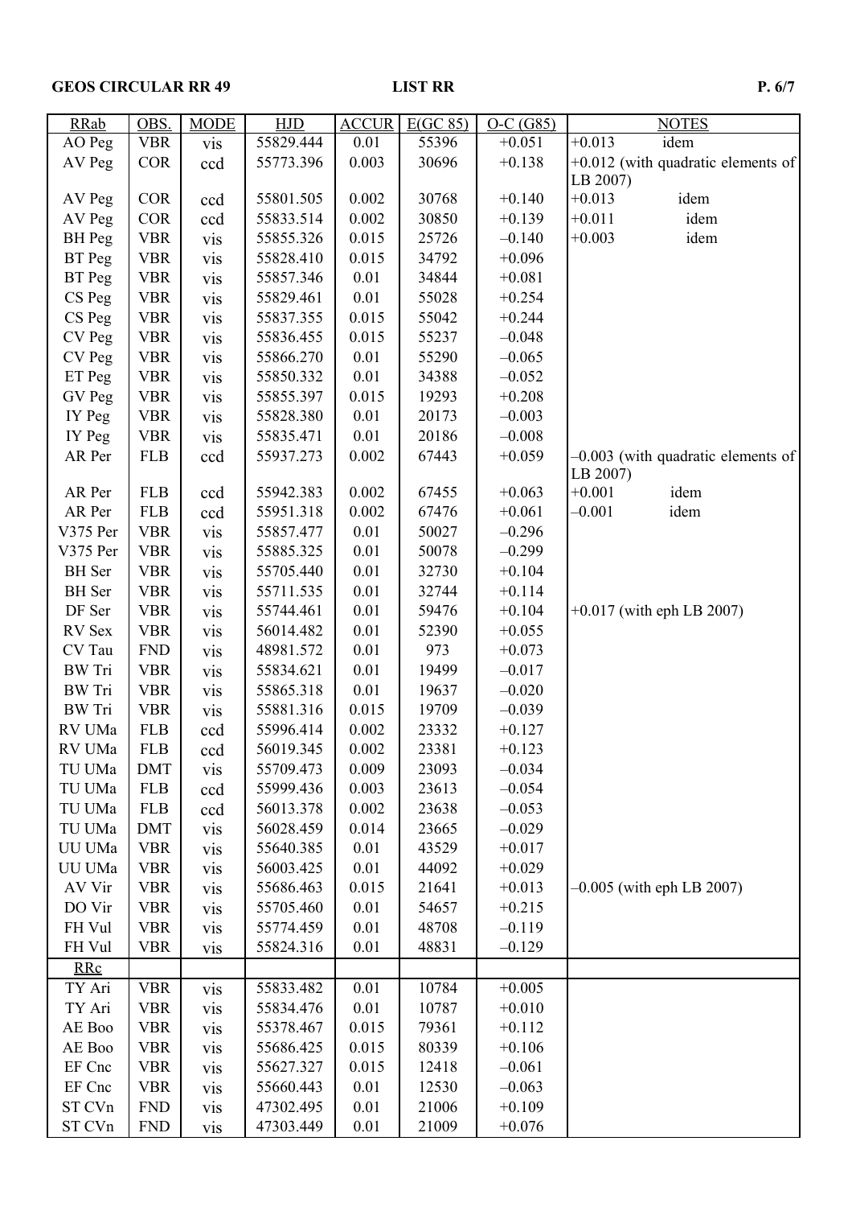| RRab | OBS. | MODE | HJD | ACCUR | E(GC 85) | O-C (G85) | NOTES |
|---|---|---|---|---|---|---|---|
| AO Peg | VBR | vis | 55829.444 | 0.01 | 55396 | +0.051 | +0.013 idem |
| AV Peg | COR | ccd | 55773.396 | 0.003 | 30696 | +0.138 | +0.012 (with quadratic elements of LB 2007) |
| AV Peg | COR | ccd | 55801.505 | 0.002 | 30768 | +0.140 | +0.013 idem |
| AV Peg | COR | ccd | 55833.514 | 0.002 | 30850 | +0.139 | +0.011 idem |
| BH Peg | VBR | vis | 55855.326 | 0.015 | 25726 | –0.140 | +0.003 idem |
| BT Peg | VBR | vis | 55828.410 | 0.015 | 34792 | +0.096 | |
| BT Peg | VBR | vis | 55857.346 | 0.01 | 34844 | +0.081 | |
| CS Peg | VBR | vis | 55829.461 | 0.01 | 55028 | +0.254 | |
| CS Peg | VBR | vis | 55837.355 | 0.015 | 55042 | +0.244 | |
| CV Peg | VBR | vis | 55836.455 | 0.015 | 55237 | –0.048 | |
| CV Peg | VBR | vis | 55866.270 | 0.01 | 55290 | –0.065 | |
| ET Peg | VBR | vis | 55850.332 | 0.01 | 34388 | –0.052 | |
| GV Peg | VBR | vis | 55855.397 | 0.015 | 19293 | +0.208 | |
| IY Peg | VBR | vis | 55828.380 | 0.01 | 20173 | –0.003 | |
| IY Peg | VBR | vis | 55835.471 | 0.01 | 20186 | –0.008 | |
| AR Per | FLB | ccd | 55937.273 | 0.002 | 67443 | +0.059 | –0.003 (with quadratic elements of LB 2007) |
| AR Per | FLB | ccd | 55942.383 | 0.002 | 67455 | +0.063 | +0.001 idem |
| AR Per | FLB | ccd | 55951.318 | 0.002 | 67476 | +0.061 | –0.001 idem |
| V375 Per | VBR | vis | 55857.477 | 0.01 | 50027 | –0.296 | |
| V375 Per | VBR | vis | 55885.325 | 0.01 | 50078 | –0.299 | |
| BH Ser | VBR | vis | 55705.440 | 0.01 | 32730 | +0.104 | |
| BH Ser | VBR | vis | 55711.535 | 0.01 | 32744 | +0.114 | |
| DF Ser | VBR | vis | 55744.461 | 0.01 | 59476 | +0.104 | +0.017 (with eph LB 2007) |
| RV Sex | VBR | vis | 56014.482 | 0.01 | 52390 | +0.055 | |
| CV Tau | FND | vis | 48981.572 | 0.01 | 973 | +0.073 | |
| BW Tri | VBR | vis | 55834.621 | 0.01 | 19499 | –0.017 | |
| BW Tri | VBR | vis | 55865.318 | 0.01 | 19637 | –0.020 | |
| BW Tri | VBR | vis | 55881.316 | 0.015 | 19709 | –0.039 | |
| RV UMa | FLB | ccd | 55996.414 | 0.002 | 23332 | +0.127 | |
| RV UMa | FLB | ccd | 56019.345 | 0.002 | 23381 | +0.123 | |
| TU UMa | DMT | vis | 55709.473 | 0.009 | 23093 | –0.034 | |
| TU UMa | FLB | ccd | 55999.436 | 0.003 | 23613 | –0.054 | |
| TU UMa | FLB | ccd | 56013.378 | 0.002 | 23638 | –0.053 | |
| TU UMa | DMT | vis | 56028.459 | 0.014 | 23665 | –0.029 | |
| UU UMa | VBR | vis | 55640.385 | 0.01 | 43529 | +0.017 | |
| UU UMa | VBR | vis | 56003.425 | 0.01 | 44092 | +0.029 | |
| AV Vir | VBR | vis | 55686.463 | 0.015 | 21641 | +0.013 | –0.005 (with eph LB 2007) |
| DO Vir | VBR | vis | 55705.460 | 0.01 | 54657 | +0.215 | |
| FH Vul | VBR | vis | 55774.459 | 0.01 | 48708 | –0.119 | |
| FH Vul | VBR | vis | 55824.316 | 0.01 | 48831 | –0.129 | |
| RRc | | | | | | | |
| TY Ari | VBR | vis | 55833.482 | 0.01 | 10784 | +0.005 | |
| TY Ari | VBR | vis | 55834.476 | 0.01 | 10787 | +0.010 | |
| AE Boo | VBR | vis | 55378.467 | 0.015 | 79361 | +0.112 | |
| AE Boo | VBR | vis | 55686.425 | 0.015 | 80339 | +0.106 | |
| EF Cnc | VBR | vis | 55627.327 | 0.015 | 12418 | –0.061 | |
| EF Cnc | VBR | vis | 55660.443 | 0.01 | 12530 | –0.063 | |
| ST CVn | FND | vis | 47302.495 | 0.01 | 21006 | +0.109 | |
| ST CVn | FND | vis | 47303.449 | 0.01 | 21009 | +0.076 | |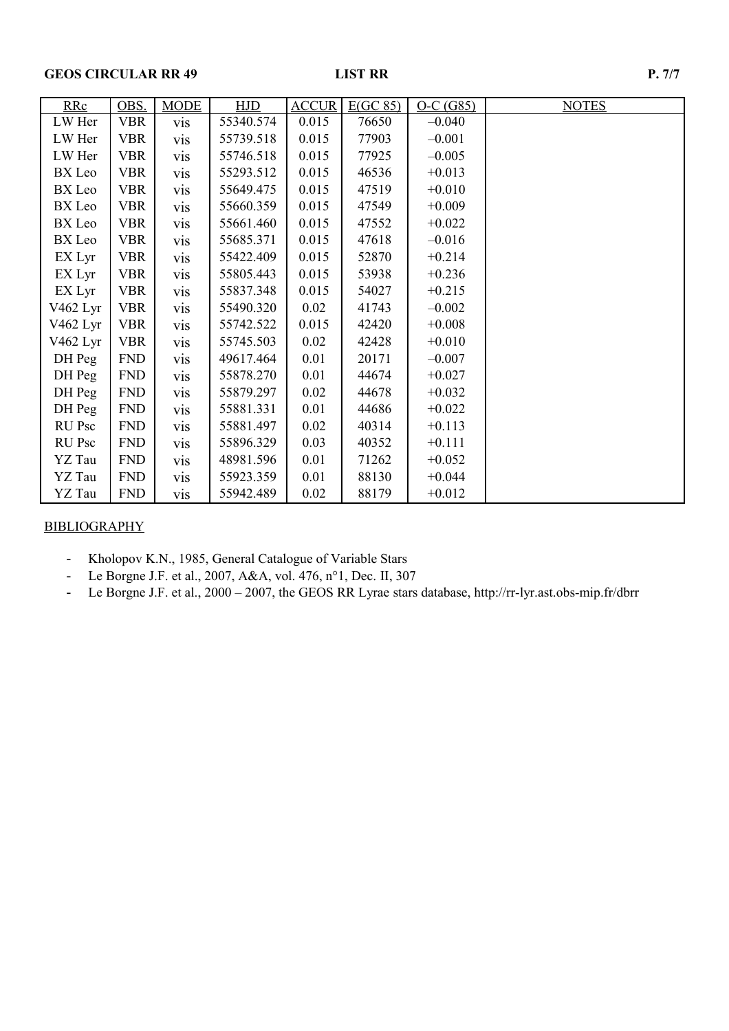| RRc | OBS. | MODE | HJD | ACCUR | E(GC 85) | O-C (G85) | NOTES |
|---|---|---|---|---|---|---|---|
| LW Her | VBR | vis | 55340.574 | 0.015 | 76650 | –0.040 | |
| LW Her | VBR | vis | 55739.518 | 0.015 | 77903 | –0.001 | |
| LW Her | VBR | vis | 55746.518 | 0.015 | 77925 | –0.005 | |
| BX Leo | VBR | vis | 55293.512 | 0.015 | 46536 | +0.013 | |
| BX Leo | VBR | vis | 55649.475 | 0.015 | 47519 | +0.010 | |
| BX Leo | VBR | vis | 55660.359 | 0.015 | 47549 | +0.009 | |
| BX Leo | VBR | vis | 55661.460 | 0.015 | 47552 | +0.022 | |
| BX Leo | VBR | vis | 55685.371 | 0.015 | 47618 | –0.016 | |
| EX Lyr | VBR | vis | 55422.409 | 0.015 | 52870 | +0.214 | |
| EX Lyr | VBR | vis | 55805.443 | 0.015 | 53938 | +0.236 | |
| EX Lyr | VBR | vis | 55837.348 | 0.015 | 54027 | +0.215 | |
| V462 Lyr | VBR | vis | 55490.320 | 0.02 | 41743 | –0.002 | |
| V462 Lyr | VBR | vis | 55742.522 | 0.015 | 42420 | +0.008 | |
| V462 Lyr | VBR | vis | 55745.503 | 0.02 | 42428 | +0.010 | |
| DH Peg | FND | vis | 49617.464 | 0.01 | 20171 | –0.007 | |
| DH Peg | FND | vis | 55878.270 | 0.01 | 44674 | +0.027 | |
| DH Peg | FND | vis | 55879.297 | 0.02 | 44678 | +0.032 | |
| DH Peg | FND | vis | 55881.331 | 0.01 | 44686 | +0.022 | |
| RU Psc | FND | vis | 55881.497 | 0.02 | 40314 | +0.113 | |
| RU Psc | FND | vis | 55896.329 | 0.03 | 40352 | +0.111 | |
| YZ Tau | FND | vis | 48981.596 | 0.01 | 71262 | +0.052 | |
| YZ Tau | FND | vis | 55923.359 | 0.01 | 88130 | +0.044 | |
| YZ Tau | FND | vis | 55942.489 | 0.02 | 88179 | +0.012 | |

BIBLIOGRAPHY

- Kholopov K.N., 1985, General Catalogue of Variable Stars
- Le Borgne J.F. et al., 2007, A&A, vol. 476, n°1, Dec. II, 307
- Le Borgne J.F. et al., 2000 – 2007, the GEOS RR Lyrae stars database, http://rr-lyr.ast.obs-mip.fr/dbrr